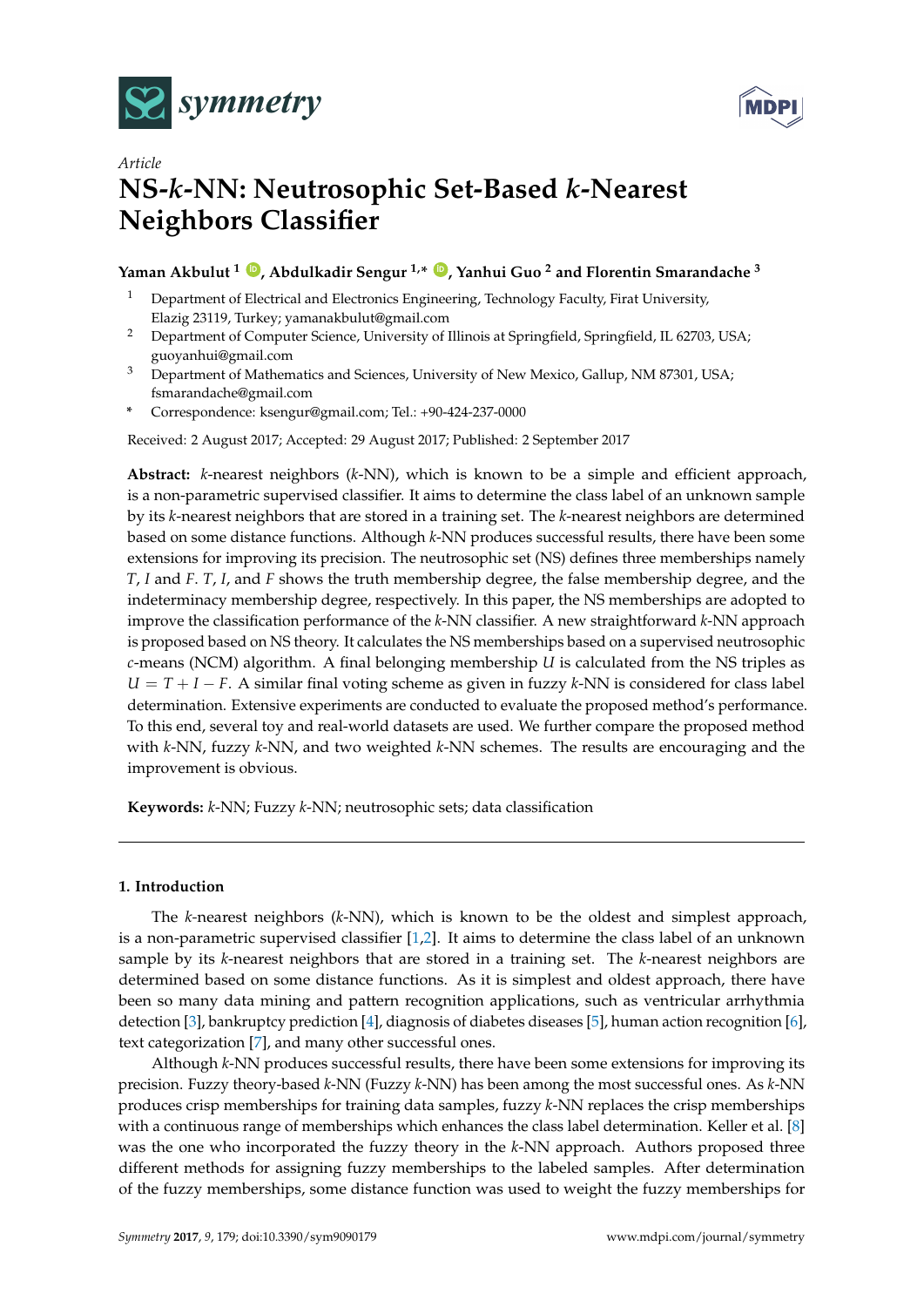Article

# NS-*k*-NN: Neutrosophic Set-Based *k*-Nearest Neighbors Classifier

**Yaman Akbulut [1], Abdulkadir Sengur [1,*], Yanhui Guo [2] and Florentin Smarandache [3]**

[1] Department of Electrical and Electronics Engineering, Technology Faculty, Firat University, Elazig 23119, Turkey; yamanakbulut@gmail.com

[2] Department of Computer Science, University of Illinois at Springfield, Springfield, IL 62703, USA; guoyanhui@gmail.com

[3] Department of Mathematics and Sciences, University of New Mexico, Gallup, NM 87301, USA; fsmarandache@gmail.com

\* Correspondence: ksengur@gmail.com; Tel.: +90-424-237-0000

Received: 2 August 2017; Accepted: 29 August 2017; Published: 2 September 2017

**Abstract:** *k*-nearest neighbors (*k*-NN), which is known to be a simple and efficient approach, is a non-parametric supervised classifier. It aims to determine the class label of an unknown sample by its *k*-nearest neighbors that are stored in a training set. The *k*-nearest neighbors are determined based on some distance functions. Although *k*-NN produces successful results, there have been some extensions for improving its precision. The neutrosophic set (NS) defines three memberships namely $T$, $I$ and $F$. $T$, $I$, and $F$ shows the truth membership degree, the false membership degree, and the indeterminacy membership degree, respectively. In this paper, the NS memberships are adopted to improve the classification performance of the *k*-NN classifier. A new straightforward *k*-NN approach is proposed based on NS theory. It calculates the NS memberships based on a supervised neutrosophic *c*-means (NCM) algorithm. A final belonging membership $U$ is calculated from the NS triples as $U = T + I - F$. A similar final voting scheme as given in fuzzy *k*-NN is considered for class label determination. Extensive experiments are conducted to evaluate the proposed method's performance. To this end, several toy and real-world datasets are used. We further compare the proposed method with *k*-NN, fuzzy *k*-NN, and two weighted *k*-NN schemes. The results are encouraging and the improvement is obvious.

**Keywords:** *k*-NN; Fuzzy *k*-NN; neutrosophic sets; data classification

## 1. Introduction

The *k*-nearest neighbors (*k*-NN), which is known to be the oldest and simplest approach, is a non-parametric supervised classifier [1,2]. It aims to determine the class label of an unknown sample by its *k*-nearest neighbors that are stored in a training set. The *k*-nearest neighbors are determined based on some distance functions. As it is simplest and oldest approach, there have been so many data mining and pattern recognition applications, such as ventricular arrhythmia detection [3], bankruptcy prediction [4], diagnosis of diabetes diseases [5], human action recognition [6], text categorization [7], and many other successful ones.

Although *k*-NN produces successful results, there have been some extensions for improving its precision. Fuzzy theory-based *k*-NN (Fuzzy *k*-NN) has been among the most successful ones. As *k*-NN produces crisp memberships for training data samples, fuzzy *k*-NN replaces the crisp memberships with a continuous range of memberships which enhances the class label determination. Keller et al. [8] was the one who incorporated the fuzzy theory in the *k*-NN approach. Authors proposed three different methods for assigning fuzzy memberships to the labeled samples. After determination of the fuzzy memberships, some distance function was used to weight the fuzzy memberships for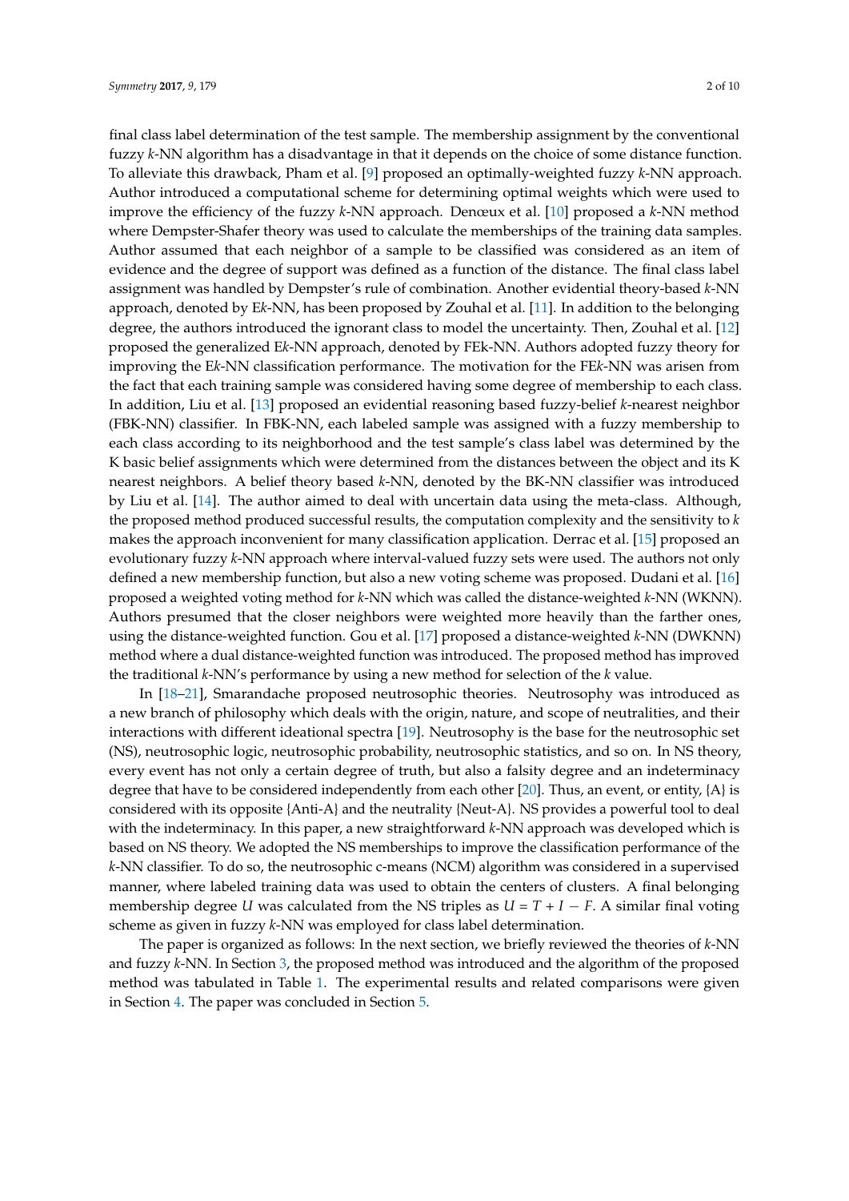final class label determination of the test sample. The membership assignment by the conventional fuzzy *k*-NN algorithm has a disadvantage in that it depends on the choice of some distance function. To alleviate this drawback, Pham et al. [9] proposed an optimally-weighted fuzzy *k*-NN approach. Author introduced a computational scheme for determining optimal weights which were used to improve the efficiency of the fuzzy *k*-NN approach. Denœux et al. [10] proposed a *k*-NN method where Dempster-Shafer theory was used to calculate the memberships of the training data samples. Author assumed that each neighbor of a sample to be classified was considered as an item of evidence and the degree of support was defined as a function of the distance. The final class label assignment was handled by Dempster's rule of combination. Another evidential theory-based *k*-NN approach, denoted by E*k*-NN, has been proposed by Zouhal et al. [11]. In addition to the belonging degree, the authors introduced the ignorant class to model the uncertainty. Then, Zouhal et al. [12] proposed the generalized E*k*-NN approach, denoted by FEk-NN. Authors adopted fuzzy theory for improving the E*k*-NN classification performance. The motivation for the FE*k*-NN was arisen from the fact that each training sample was considered having some degree of membership to each class. In addition, Liu et al. [13] proposed an evidential reasoning based fuzzy-belief *k*-nearest neighbor (FBK-NN) classifier. In FBK-NN, each labeled sample was assigned with a fuzzy membership to each class according to its neighborhood and the test sample's class label was determined by the K basic belief assignments which were determined from the distances between the object and its K nearest neighbors. A belief theory based *k*-NN, denoted by the BK-NN classifier was introduced by Liu et al. [14]. The author aimed to deal with uncertain data using the meta-class. Although, the proposed method produced successful results, the computation complexity and the sensitivity to *k* makes the approach inconvenient for many classification application. Derrac et al. [15] proposed an evolutionary fuzzy *k*-NN approach where interval-valued fuzzy sets were used. The authors not only defined a new membership function, but also a new voting scheme was proposed. Dudani et al. [16] proposed a weighted voting method for *k*-NN which was called the distance-weighted *k*-NN (WKNN). Authors presumed that the closer neighbors were weighted more heavily than the farther ones, using the distance-weighted function. Gou et al. [17] proposed a distance-weighted *k*-NN (DWKNN) method where a dual distance-weighted function was introduced. The proposed method has improved the traditional *k*-NN's performance by using a new method for selection of the *k* value.

In [18–21], Smarandache proposed neutrosophic theories. Neutrosophy was introduced as a new branch of philosophy which deals with the origin, nature, and scope of neutralities, and their interactions with different ideational spectra [19]. Neutrosophy is the base for the neutrosophic set (NS), neutrosophic logic, neutrosophic probability, neutrosophic statistics, and so on. In NS theory, every event has not only a certain degree of truth, but also a falsity degree and an indeterminacy degree that have to be considered independently from each other [20]. Thus, an event, or entity, {A} is considered with its opposite {Anti-A} and the neutrality {Neut-A}. NS provides a powerful tool to deal with the indeterminacy. In this paper, a new straightforward *k*-NN approach was developed which is based on NS theory. We adopted the NS memberships to improve the classification performance of the *k*-NN classifier. To do so, the neutrosophic c-means (NCM) algorithm was considered in a supervised manner, where labeled training data was used to obtain the centers of clusters. A final belonging membership degree $U$ was calculated from the NS triples as $U = T + I - F$. A similar final voting scheme as given in fuzzy *k*-NN was employed for class label determination.

The paper is organized as follows: In the next section, we briefly reviewed the theories of *k*-NN and fuzzy *k*-NN. In Section 3, the proposed method was introduced and the algorithm of the proposed method was tabulated in Table 1. The experimental results and related comparisons were given in Section 4. The paper was concluded in Section 5.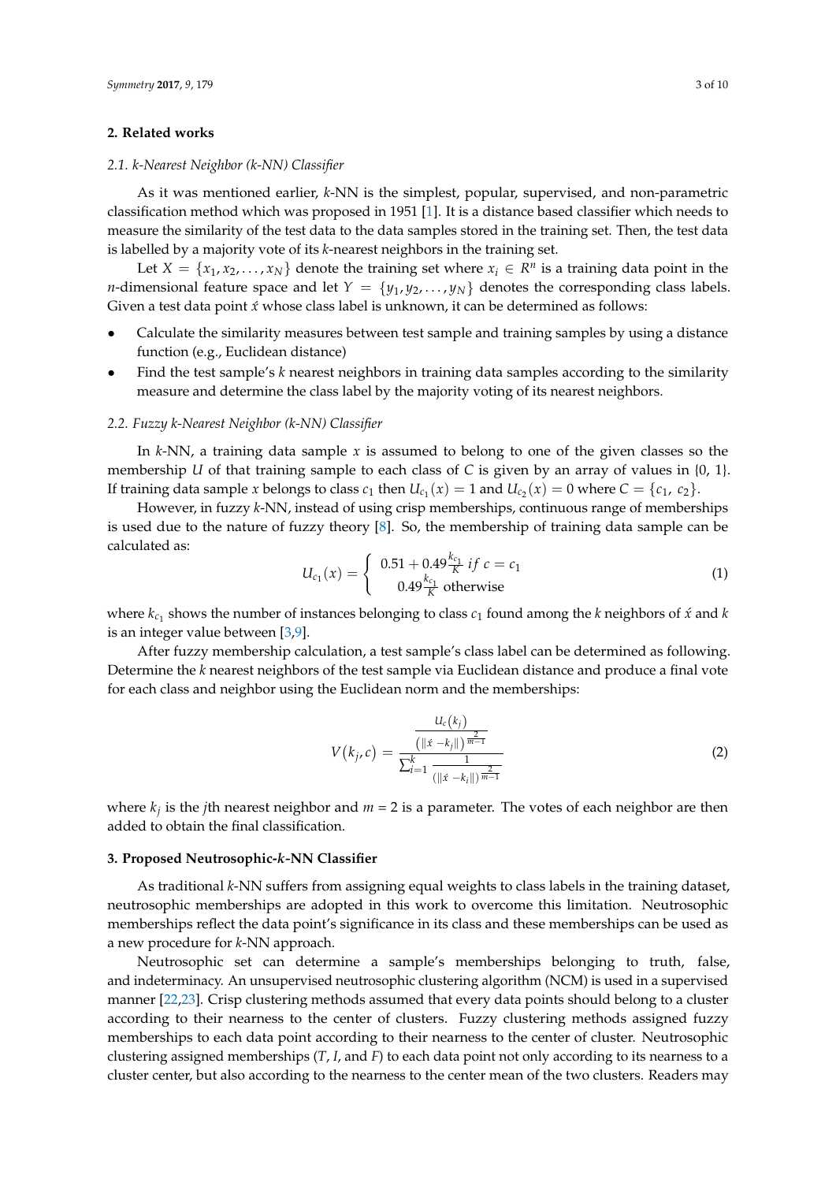## 2. Related works

### 2.1. k-Nearest Neighbor (k-NN) Classifier

As it was mentioned earlier, *k*-NN is the simplest, popular, supervised, and non-parametric classification method which was proposed in 1951 [1]. It is a distance based classifier which needs to measure the similarity of the test data to the data samples stored in the training set. Then, the test data is labelled by a majority vote of its *k*-nearest neighbors in the training set.

Let $X = \{x_1, x_2, \ldots, x_N\}$ denote the training set where $x_i \in R^n$ is a training data point in the *n*-dimensional feature space and let $Y = \{y_1, y_2, \ldots, y_N\}$ denotes the corresponding class labels. Given a test data point $\acute{x}$ whose class label is unknown, it can be determined as follows:

- Calculate the similarity measures between test sample and training samples by using a distance function (e.g., Euclidean distance)
- Find the test sample's *k* nearest neighbors in training data samples according to the similarity measure and determine the class label by the majority voting of its nearest neighbors.

### 2.2. Fuzzy k-Nearest Neighbor (k-NN) Classifier

In *k*-NN, a training data sample *x* is assumed to belong to one of the given classes so the membership *U* of that training sample to each class of *C* is given by an array of values in {0, 1}. If training data sample *x* belongs to class $c_1$ then $U_{c_1}(x) = 1$ and $U_{c_2}(x) = 0$ where $C = \{c_1, c_2\}$.

However, in fuzzy *k*-NN, instead of using crisp memberships, continuous range of memberships is used due to the nature of fuzzy theory [8]. So, the membership of training data sample can be calculated as:

$$U_{c_1}(x) = \begin{cases} 0.51 + 0.49\frac{k_{c_1}}{K} \; if \; c = c_1 \\ 0.49\frac{k_{c_1}}{K} \text{ otherwise} \end{cases} \tag{1}$$

where $k_{c_1}$ shows the number of instances belonging to class $c_1$ found among the *k* neighbors of $\acute{x}$ and *k* is an integer value between [3,9].

After fuzzy membership calculation, a test sample's class label can be determined as following. Determine the *k* nearest neighbors of the test sample via Euclidean distance and produce a final vote for each class and neighbor using the Euclidean norm and the memberships:

$$V(k_j, c) = \frac{\frac{U_c(k_j)}{\left(\|\acute{x} - k_j\|\right)^{\frac{2}{m-1}}}}{\sum_{i=1}^{k} \frac{1}{\left(\|\acute{x} - k_i\|\right)^{\frac{2}{m-1}}}} \tag{2}$$

where $k_j$ is the *j*th nearest neighbor and *m* = 2 is a parameter. The votes of each neighbor are then added to obtain the final classification.

## 3. Proposed Neutrosophic-*k*-NN Classifier

As traditional *k*-NN suffers from assigning equal weights to class labels in the training dataset, neutrosophic memberships are adopted in this work to overcome this limitation. Neutrosophic memberships reflect the data point's significance in its class and these memberships can be used as a new procedure for *k*-NN approach.

Neutrosophic set can determine a sample's memberships belonging to truth, false, and indeterminacy. An unsupervised neutrosophic clustering algorithm (NCM) is used in a supervised manner [22,23]. Crisp clustering methods assumed that every data points should belong to a cluster according to their nearness to the center of clusters. Fuzzy clustering methods assigned fuzzy memberships to each data point according to their nearness to the center of cluster. Neutrosophic clustering assigned memberships (*T*, *I*, and *F*) to each data point not only according to its nearness to a cluster center, but also according to the nearness to the center mean of the two clusters. Readers may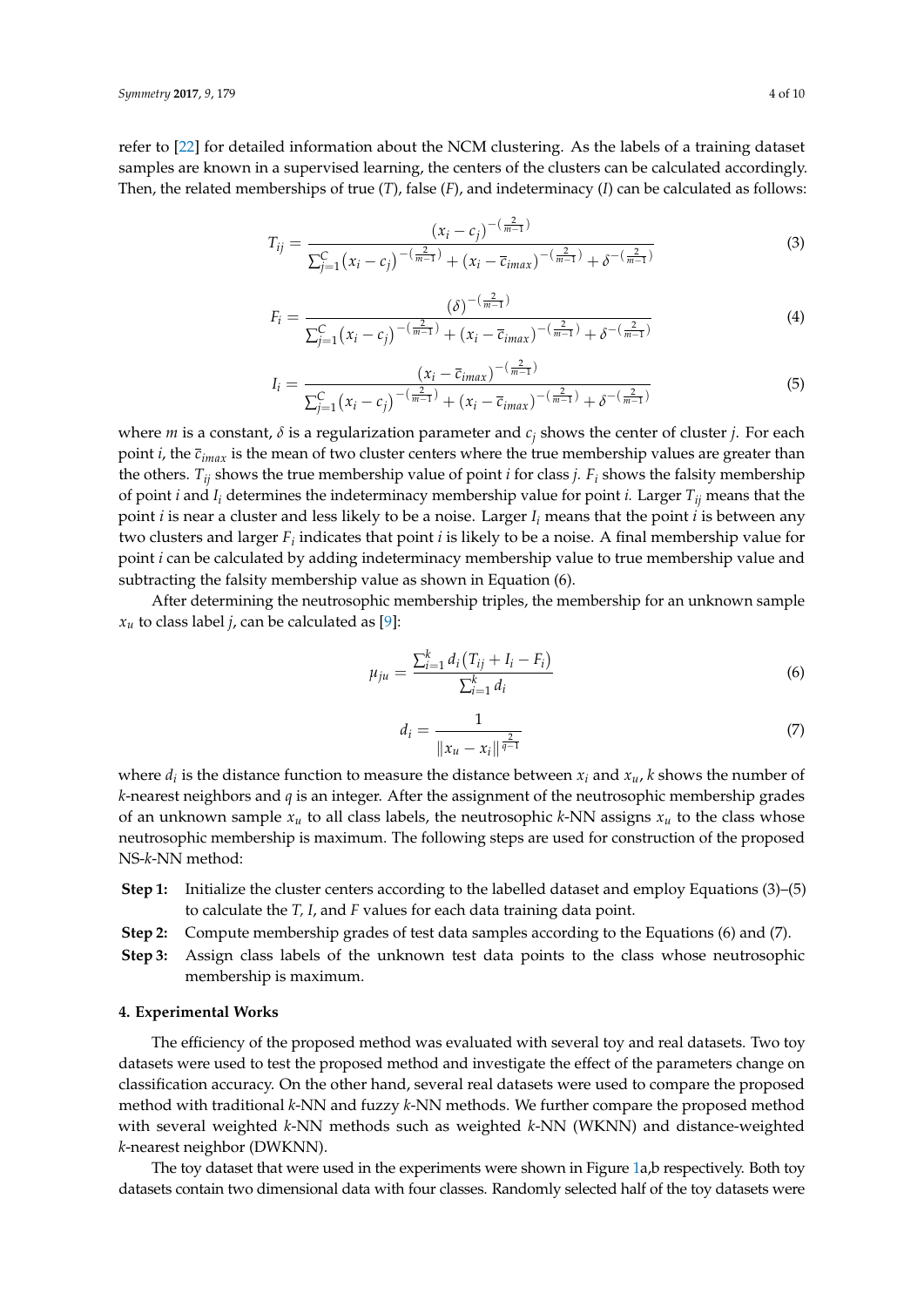refer to [22] for detailed information about the NCM clustering. As the labels of a training dataset samples are known in a supervised learning, the centers of the clusters can be calculated accordingly. Then, the related memberships of true ($T$), false ($F$), and indeterminacy ($I$) can be calculated as follows:

$$T_{ij} = \frac{(x_i - c_j)^{-\left(\frac{2}{m-1}\right)}}{\sum_{j=1}^{C}(x_i - c_j)^{-\left(\frac{2}{m-1}\right)} + (x_i - \bar{c}_{imax})^{-\left(\frac{2}{m-1}\right)} + \delta^{-\left(\frac{2}{m-1}\right)}} \tag{3}$$

$$F_i = \frac{(\delta)^{-\left(\frac{2}{m-1}\right)}}{\sum_{j=1}^{C}(x_i - c_j)^{-\left(\frac{2}{m-1}\right)} + (x_i - \bar{c}_{imax})^{-\left(\frac{2}{m-1}\right)} + \delta^{-\left(\frac{2}{m-1}\right)}} \tag{4}$$

$$I_i = \frac{(x_i - \bar{c}_{imax})^{-\left(\frac{2}{m-1}\right)}}{\sum_{j=1}^{C}(x_i - c_j)^{-\left(\frac{2}{m-1}\right)} + (x_i - \bar{c}_{imax})^{-\left(\frac{2}{m-1}\right)} + \delta^{-\left(\frac{2}{m-1}\right)}} \tag{5}$$

where $m$ is a constant, $\delta$ is a regularization parameter and $c_j$ shows the center of cluster $j$. For each point $i$, the $\bar{c}_{imax}$ is the mean of two cluster centers where the true membership values are greater than the others. $T_{ij}$ shows the true membership value of point $i$ for class $j$. $F_i$ shows the falsity membership of point $i$ and $I_i$ determines the indeterminacy membership value for point $i$. Larger $T_{ij}$ means that the point $i$ is near a cluster and less likely to be a noise. Larger $I_i$ means that the point $i$ is between any two clusters and larger $F_i$ indicates that point $i$ is likely to be a noise. A final membership value for point $i$ can be calculated by adding indeterminacy membership value to true membership value and subtracting the falsity membership value as shown in Equation (6).

After determining the neutrosophic membership triples, the membership for an unknown sample $x_u$ to class label $j$, can be calculated as [9]:

$$\mu_{ju} = \frac{\sum_{i=1}^{k} d_i (T_{ij} + I_i - F_i)}{\sum_{i=1}^{k} d_i} \tag{6}$$

$$d_i = \frac{1}{\|x_u - x_i\|^{\frac{2}{q-1}}} \tag{7}$$

where $d_i$ is the distance function to measure the distance between $x_i$ and $x_u$, $k$ shows the number of $k$-nearest neighbors and $q$ is an integer. After the assignment of the neutrosophic membership grades of an unknown sample $x_u$ to all class labels, the neutrosophic $k$-NN assigns $x_u$ to the class whose neutrosophic membership is maximum. The following steps are used for construction of the proposed NS-$k$-NN method:

- **Step 1:** Initialize the cluster centers according to the labelled dataset and employ Equations (3)–(5) to calculate the $T$, $I$, and $F$ values for each data training data point.
- **Step 2:** Compute membership grades of test data samples according to the Equations (6) and (7).
- **Step 3:** Assign class labels of the unknown test data points to the class whose neutrosophic membership is maximum.

## 4. Experimental Works

The efficiency of the proposed method was evaluated with several toy and real datasets. Two toy datasets were used to test the proposed method and investigate the effect of the parameters change on classification accuracy. On the other hand, several real datasets were used to compare the proposed method with traditional $k$-NN and fuzzy $k$-NN methods. We further compare the proposed method with several weighted $k$-NN methods such as weighted $k$-NN (WKNN) and distance-weighted $k$-nearest neighbor (DWKNN).

The toy dataset that were used in the experiments were shown in Figure 1a,b respectively. Both toy datasets contain two dimensional data with four classes. Randomly selected half of the toy datasets were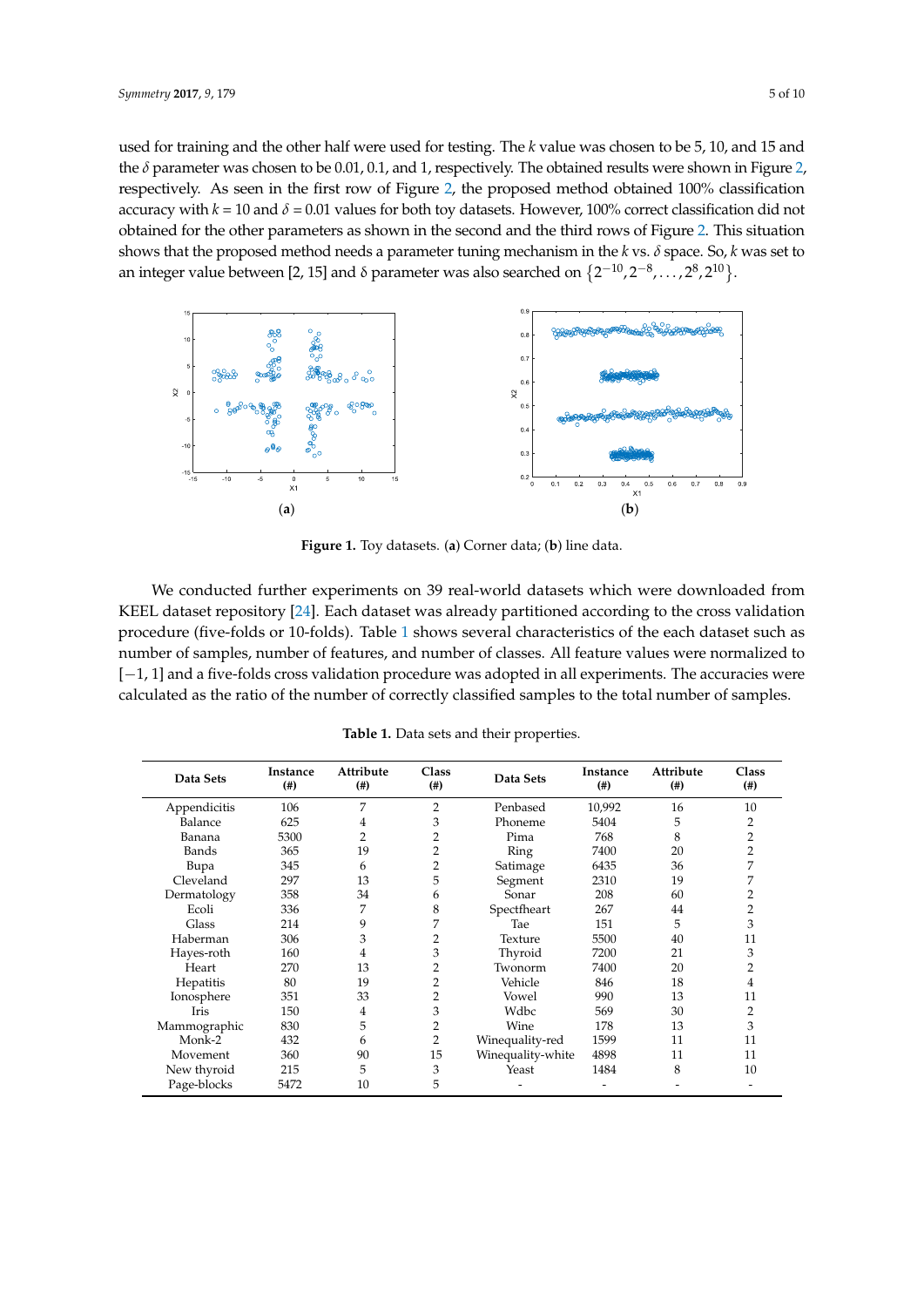used for training and the other half were used for testing. The $k$ value was chosen to be 5, 10, and 15 and the $\delta$ parameter was chosen to be 0.01, 0.1, and 1, respectively. The obtained results were shown in Figure 2, respectively. As seen in the first row of Figure 2, the proposed method obtained 100% classification accuracy with $k$ = 10 and $\delta$ = 0.01 values for both toy datasets. However, 100% correct classification did not obtained for the other parameters as shown in the second and the third rows of Figure 2. This situation shows that the proposed method needs a parameter tuning mechanism in the $k$ vs. $\delta$ space. So, $k$ was set to an integer value between [2, 15] and $\delta$ parameter was also searched on $\{2^{-10}, 2^{-8}, \ldots, 2^{8}, 2^{10}\}$.

**Figure 1.** Toy datasets. (**a**) Corner data; (**b**) line data.

We conducted further experiments on 39 real-world datasets which were downloaded from KEEL dataset repository [24]. Each dataset was already partitioned according to the cross validation procedure (five-folds or 10-folds). Table 1 shows several characteristics of the each dataset such as number of samples, number of features, and number of classes. All feature values were normalized to [−1, 1] and a five-folds cross validation procedure was adopted in all experiments. The accuracies were calculated as the ratio of the number of correctly classified samples to the total number of samples.

**Table 1.** Data sets and their properties.

| Data Sets | Instance (#) | Attribute (#) | Class (#) | Data Sets | Instance (#) | Attribute (#) | Class (#) |
|---|---|---|---|---|---|---|---|
| Appendicitis | 106 | 7 | 2 | Penbased | 10,992 | 16 | 10 |
| Balance | 625 | 4 | 3 | Phoneme | 5404 | 5 | 2 |
| Banana | 5300 | 2 | 2 | Pima | 768 | 8 | 2 |
| Bands | 365 | 19 | 2 | Ring | 7400 | 20 | 2 |
| Bupa | 345 | 6 | 2 | Satimage | 6435 | 36 | 7 |
| Cleveland | 297 | 13 | 5 | Segment | 2310 | 19 | 7 |
| Dermatology | 358 | 34 | 6 | Sonar | 208 | 60 | 2 |
| Ecoli | 336 | 7 | 8 | Spectfheart | 267 | 44 | 2 |
| Glass | 214 | 9 | 7 | Tae | 151 | 5 | 3 |
| Haberman | 306 | 3 | 2 | Texture | 5500 | 40 | 11 |
| Hayes-roth | 160 | 4 | 3 | Thyroid | 7200 | 21 | 3 |
| Heart | 270 | 13 | 2 | Twonorm | 7400 | 20 | 2 |
| Hepatitis | 80 | 19 | 2 | Vehicle | 846 | 18 | 4 |
| Ionosphere | 351 | 33 | 2 | Vowel | 990 | 13 | 11 |
| Iris | 150 | 4 | 3 | Wdbc | 569 | 30 | 2 |
| Mammographic | 830 | 5 | 2 | Wine | 178 | 13 | 3 |
| Monk-2 | 432 | 6 | 2 | Winequality-red | 1599 | 11 | 11 |
| Movement | 360 | 90 | 15 | Winequality-white | 4898 | 11 | 11 |
| New thyroid | 215 | 5 | 3 | Yeast | 1484 | 8 | 10 |
| Page-blocks | 5472 | 10 | 5 | - | - | - | - |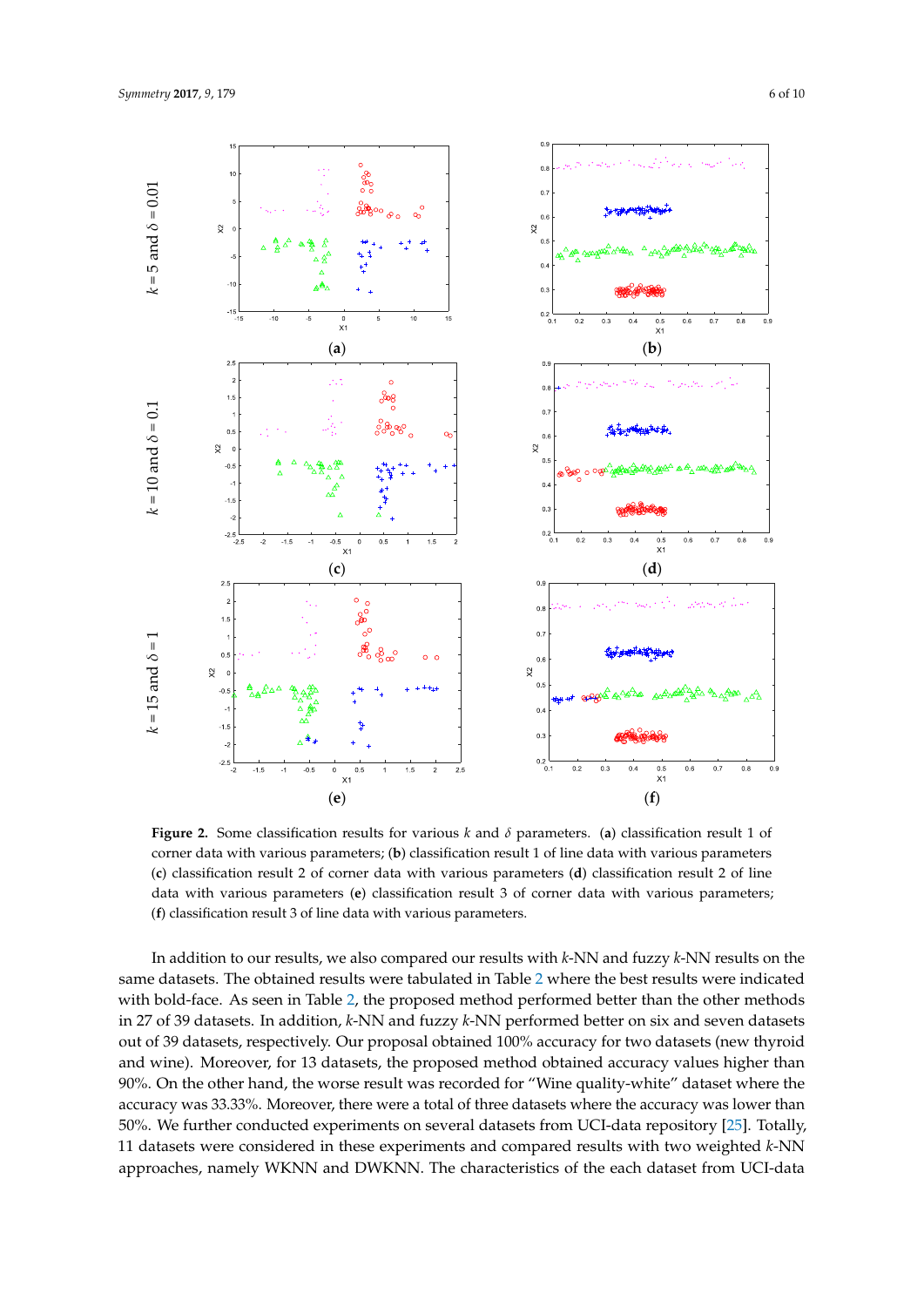**Figure 2.** Some classification results for various $k$ and $\delta$ parameters. (**a**) classification result 1 of corner data with various parameters; (**b**) classification result 1 of line data with various parameters (**c**) classification result 2 of corner data with various parameters (**d**) classification result 2 of line data with various parameters (**e**) classification result 3 of corner data with various parameters; (**f**) classification result 3 of line data with various parameters.

In addition to our results, we also compared our results with $k$-NN and fuzzy $k$-NN results on the same datasets. The obtained results were tabulated in Table 2 where the best results were indicated with bold-face. As seen in Table 2, the proposed method performed better than the other methods in 27 of 39 datasets. In addition, $k$-NN and fuzzy $k$-NN performed better on six and seven datasets out of 39 datasets, respectively. Our proposal obtained 100% accuracy for two datasets (new thyroid and wine). Moreover, for 13 datasets, the proposed method obtained accuracy values higher than 90%. On the other hand, the worse result was recorded for "Wine quality-white" dataset where the accuracy was 33.33%. Moreover, there were a total of three datasets where the accuracy was lower than 50%. We further conducted experiments on several datasets from UCI-data repository [25]. Totally, 11 datasets were considered in these experiments and compared results with two weighted $k$-NN approaches, namely WKNN and DWKNN. The characteristics of the each dataset from UCI-data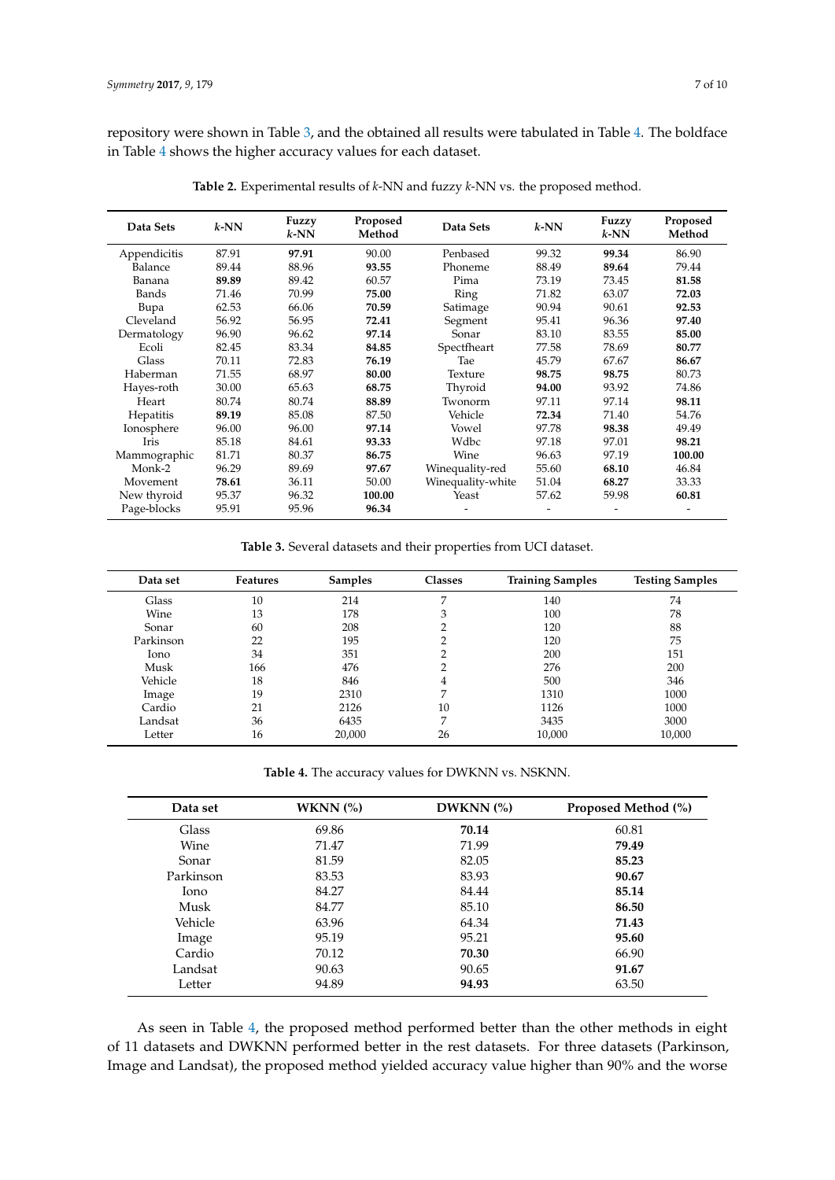repository were shown in Table 3, and the obtained all results were tabulated in Table 4. The boldface in Table 4 shows the higher accuracy values for each dataset.

**Table 2.** Experimental results of *k*-NN and fuzzy *k*-NN vs. the proposed method.

| Data Sets | *k*-NN | Fuzzy *k*-NN | Proposed Method | Data Sets | *k*-NN | Fuzzy *k*-NN | Proposed Method |
|---|---|---|---|---|---|---|---|
| Appendicitis | 87.91 | **97.91** | 90.00 | Penbased | 99.32 | **99.34** | 86.90 |
| Balance | 89.44 | 88.96 | **93.55** | Phoneme | 88.49 | **89.64** | 79.44 |
| Banana | **89.89** | 89.42 | 60.57 | Pima | 73.19 | 73.45 | **81.58** |
| Bands | 71.46 | 70.99 | **75.00** | Ring | 71.82 | 63.07 | **72.03** |
| Bupa | 62.53 | 66.06 | **70.59** | Satimage | 90.94 | 90.61 | **92.53** |
| Cleveland | 56.92 | 56.95 | **72.41** | Segment | 95.41 | 96.36 | **97.40** |
| Dermatology | 96.90 | 96.62 | **97.14** | Sonar | 83.10 | 83.55 | **85.00** |
| Ecoli | 82.45 | 83.34 | **84.85** | Spectfheart | 77.58 | 78.69 | **80.77** |
| Glass | 70.11 | 72.83 | **76.19** | Tae | 45.79 | 67.67 | **86.67** |
| Haberman | 71.55 | 68.97 | **80.00** | Texture | **98.75** | **98.75** | 80.73 |
| Hayes-roth | 30.00 | 65.63 | **68.75** | Thyroid | **94.00** | 93.92 | 74.86 |
| Heart | 80.74 | 80.74 | **88.89** | Twonorm | 97.11 | 97.14 | **98.11** |
| Hepatitis | **89.19** | 85.08 | 87.50 | Vehicle | **72.34** | 71.40 | 54.76 |
| Ionosphere | 96.00 | 96.00 | **97.14** | Vowel | 97.78 | **98.38** | 49.49 |
| Iris | 85.18 | 84.61 | **93.33** | Wdbc | 97.18 | 97.01 | **98.21** |
| Mammographic | 81.71 | 80.37 | **86.75** | Wine | 96.63 | 97.19 | **100.00** |
| Monk-2 | 96.29 | 89.69 | **97.67** | Winequality-red | 55.60 | **68.10** | 46.84 |
| Movement | **78.61** | 36.11 | 50.00 | Winequality-white | 51.04 | **68.27** | 33.33 |
| New thyroid | 95.37 | 96.32 | **100.00** | Yeast | 57.62 | 59.98 | **60.81** |
| Page-blocks | 95.91 | 95.96 | **96.34** | - | - | - | - |

**Table 3.** Several datasets and their properties from UCI dataset.

| Data set | Features | Samples | Classes | Training Samples | Testing Samples |
|---|---|---|---|---|---|
| Glass | 10 | 214 | 7 | 140 | 74 |
| Wine | 13 | 178 | 3 | 100 | 78 |
| Sonar | 60 | 208 | 2 | 120 | 88 |
| Parkinson | 22 | 195 | 2 | 120 | 75 |
| Iono | 34 | 351 | 2 | 200 | 151 |
| Musk | 166 | 476 | 2 | 276 | 200 |
| Vehicle | 18 | 846 | 4 | 500 | 346 |
| Image | 19 | 2310 | 7 | 1310 | 1000 |
| Cardio | 21 | 2126 | 10 | 1126 | 1000 |
| Landsat | 36 | 6435 | 7 | 3435 | 3000 |
| Letter | 16 | 20,000 | 26 | 10,000 | 10,000 |

**Table 4.** The accuracy values for DWKNN vs. NSKNN.

| Data set | WKNN (%) | DWKNN (%) | Proposed Method (%) |
|---|---|---|---|
| Glass | 69.86 | **70.14** | 60.81 |
| Wine | 71.47 | 71.99 | **79.49** |
| Sonar | 81.59 | 82.05 | **85.23** |
| Parkinson | 83.53 | 83.93 | **90.67** |
| Iono | 84.27 | 84.44 | **85.14** |
| Musk | 84.77 | 85.10 | **86.50** |
| Vehicle | 63.96 | 64.34 | **71.43** |
| Image | 95.19 | 95.21 | **95.60** |
| Cardio | 70.12 | **70.30** | 66.90 |
| Landsat | 90.63 | 90.65 | **91.67** |
| Letter | 94.89 | **94.93** | 63.50 |

As seen in Table 4, the proposed method performed better than the other methods in eight of 11 datasets and DWKNN performed better in the rest datasets. For three datasets (Parkinson, Image and Landsat), the proposed method yielded accuracy value higher than 90% and the worse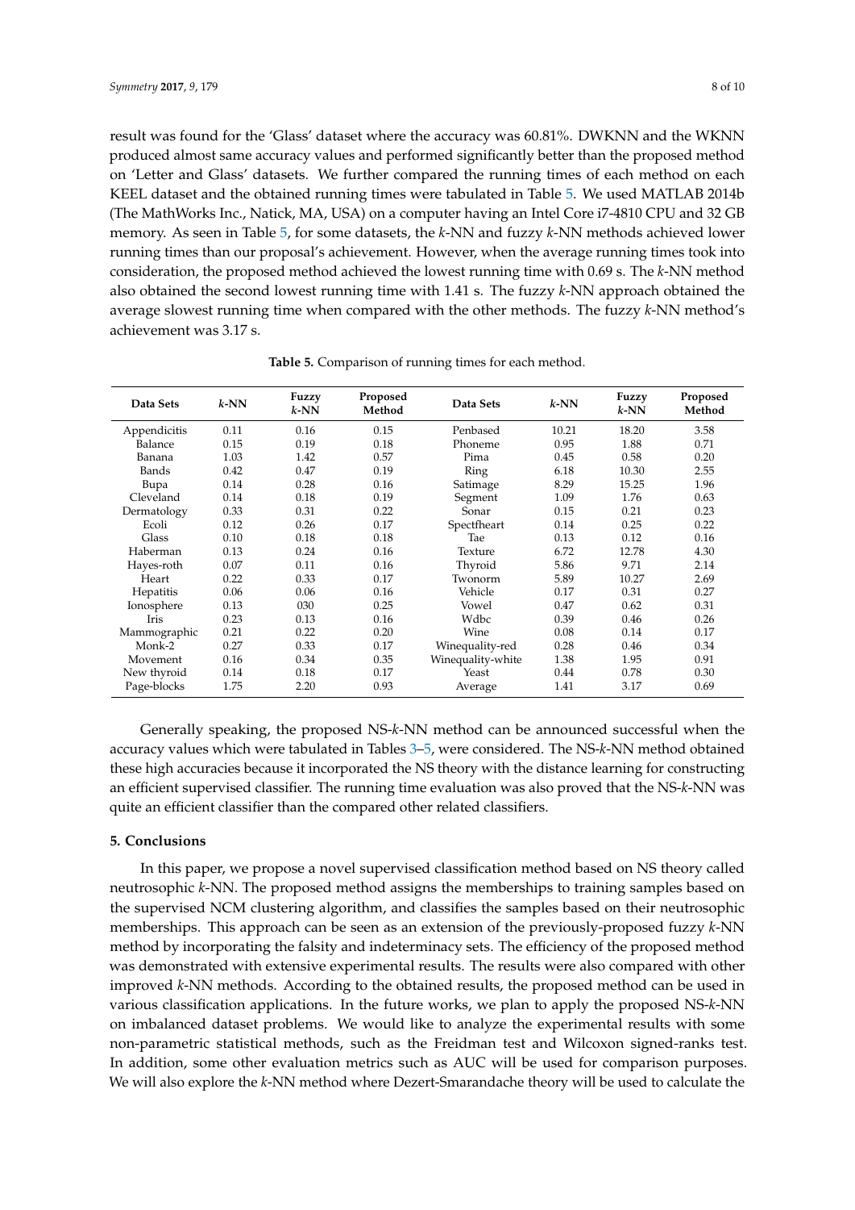result was found for the 'Glass' dataset where the accuracy was 60.81%. DWKNN and the WKNN produced almost same accuracy values and performed significantly better than the proposed method on 'Letter and Glass' datasets. We further compared the running times of each method on each KEEL dataset and the obtained running times were tabulated in Table 5. We used MATLAB 2014b (The MathWorks Inc., Natick, MA, USA) on a computer having an Intel Core i7-4810 CPU and 32 GB memory. As seen in Table 5, for some datasets, the *k*-NN and fuzzy *k*-NN methods achieved lower running times than our proposal's achievement. However, when the average running times took into consideration, the proposed method achieved the lowest running time with 0.69 s. The *k*-NN method also obtained the second lowest running time with 1.41 s. The fuzzy *k*-NN approach obtained the average slowest running time when compared with the other methods. The fuzzy *k*-NN method's achievement was 3.17 s.

**Table 5.** Comparison of running times for each method.

| Data Sets | *k*-NN | Fuzzy *k*-NN | Proposed Method | Data Sets | *k*-NN | Fuzzy *k*-NN | Proposed Method |
|---|---|---|---|---|---|---|---|
| Appendicitis | 0.11 | 0.16 | 0.15 | Penbased | 10.21 | 18.20 | 3.58 |
| Balance | 0.15 | 0.19 | 0.18 | Phoneme | 0.95 | 1.88 | 0.71 |
| Banana | 1.03 | 1.42 | 0.57 | Pima | 0.45 | 0.58 | 0.20 |
| Bands | 0.42 | 0.47 | 0.19 | Ring | 6.18 | 10.30 | 2.55 |
| Bupa | 0.14 | 0.28 | 0.16 | Satimage | 8.29 | 15.25 | 1.96 |
| Cleveland | 0.14 | 0.18 | 0.19 | Segment | 1.09 | 1.76 | 0.63 |
| Dermatology | 0.33 | 0.31 | 0.22 | Sonar | 0.15 | 0.21 | 0.23 |
| Ecoli | 0.12 | 0.26 | 0.17 | Spectfheart | 0.14 | 0.25 | 0.22 |
| Glass | 0.10 | 0.18 | 0.18 | Tae | 0.13 | 0.12 | 0.16 |
| Haberman | 0.13 | 0.24 | 0.16 | Texture | 6.72 | 12.78 | 4.30 |
| Hayes-roth | 0.07 | 0.11 | 0.16 | Thyroid | 5.86 | 9.71 | 2.14 |
| Heart | 0.22 | 0.33 | 0.17 | Twonorm | 5.89 | 10.27 | 2.69 |
| Hepatitis | 0.06 | 0.06 | 0.16 | Vehicle | 0.17 | 0.31 | 0.27 |
| Ionosphere | 0.13 | 030 | 0.25 | Vowel | 0.47 | 0.62 | 0.31 |
| Iris | 0.23 | 0.13 | 0.16 | Wdbc | 0.39 | 0.46 | 0.26 |
| Mammographic | 0.21 | 0.22 | 0.20 | Wine | 0.08 | 0.14 | 0.17 |
| Monk-2 | 0.27 | 0.33 | 0.17 | Winequality-red | 0.28 | 0.46 | 0.34 |
| Movement | 0.16 | 0.34 | 0.35 | Winequality-white | 1.38 | 1.95 | 0.91 |
| New thyroid | 0.14 | 0.18 | 0.17 | Yeast | 0.44 | 0.78 | 0.30 |
| Page-blocks | 1.75 | 2.20 | 0.93 | Average | 1.41 | 3.17 | 0.69 |

Generally speaking, the proposed NS-*k*-NN method can be announced successful when the accuracy values which were tabulated in Tables 3–5, were considered. The NS-*k*-NN method obtained these high accuracies because it incorporated the NS theory with the distance learning for constructing an efficient supervised classifier. The running time evaluation was also proved that the NS-*k*-NN was quite an efficient classifier than the compared other related classifiers.

## 5. Conclusions

In this paper, we propose a novel supervised classification method based on NS theory called neutrosophic *k*-NN. The proposed method assigns the memberships to training samples based on the supervised NCM clustering algorithm, and classifies the samples based on their neutrosophic memberships. This approach can be seen as an extension of the previously-proposed fuzzy *k*-NN method by incorporating the falsity and indeterminacy sets. The efficiency of the proposed method was demonstrated with extensive experimental results. The results were also compared with other improved *k*-NN methods. According to the obtained results, the proposed method can be used in various classification applications. In the future works, we plan to apply the proposed NS-*k*-NN on imbalanced dataset problems. We would like to analyze the experimental results with some non-parametric statistical methods, such as the Freidman test and Wilcoxon signed-ranks test. In addition, some other evaluation metrics such as AUC will be used for comparison purposes. We will also explore the *k*-NN method where Dezert-Smarandache theory will be used to calculate the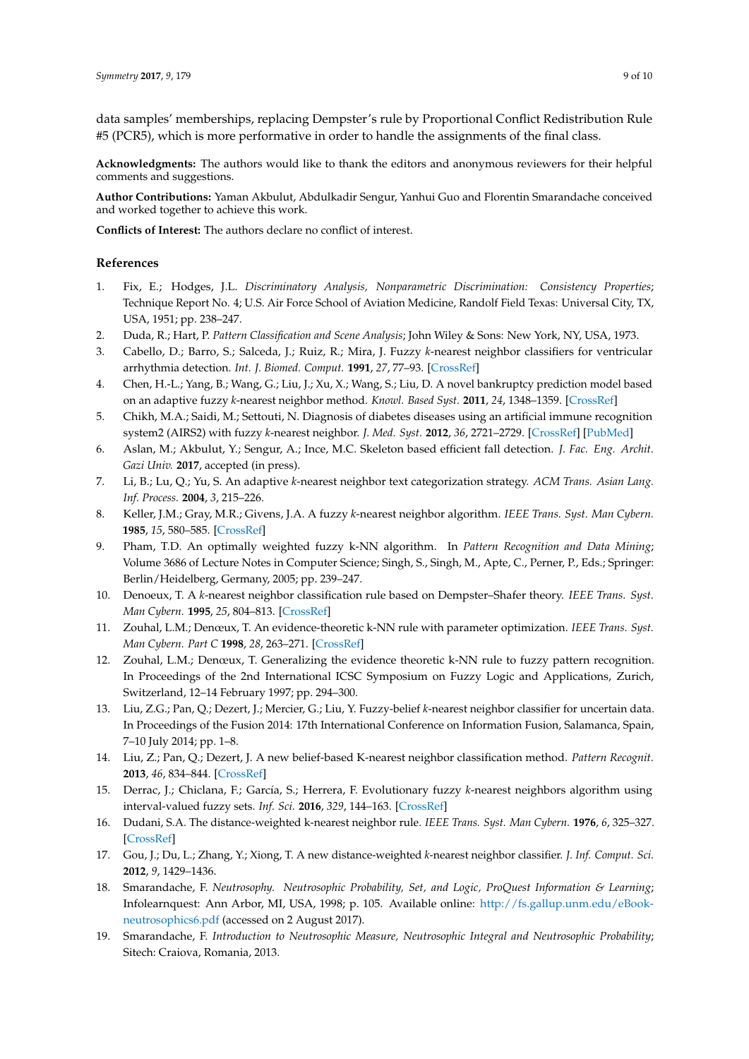data samples' memberships, replacing Dempster's rule by Proportional Conflict Redistribution Rule #5 (PCR5), which is more performative in order to handle the assignments of the final class.

**Acknowledgments:** The authors would like to thank the editors and anonymous reviewers for their helpful comments and suggestions.

**Author Contributions:** Yaman Akbulut, Abdulkadir Sengur, Yanhui Guo and Florentin Smarandache conceived and worked together to achieve this work.

**Conflicts of Interest:** The authors declare no conflict of interest.

## References

1. Fix, E.; Hodges, J.L. *Discriminatory Analysis, Nonparametric Discrimination: Consistency Properties*; Technique Report No. 4; U.S. Air Force School of Aviation Medicine, Randolf Field Texas: Universal City, TX, USA, 1951; pp. 238–247.
2. Duda, R.; Hart, P. *Pattern Classification and Scene Analysis*; John Wiley & Sons: New York, NY, USA, 1973.
3. Cabello, D.; Barro, S.; Salceda, J.; Ruiz, R.; Mira, J. Fuzzy *k*-nearest neighbor classifiers for ventricular arrhythmia detection. *Int. J. Biomed. Comput.* **1991**, *27*, 77–93. [CrossRef]
4. Chen, H.-L.; Yang, B.; Wang, G.; Liu, J.; Xu, X.; Wang, S.; Liu, D. A novel bankruptcy prediction model based on an adaptive fuzzy *k*-nearest neighbor method. *Knowl. Based Syst.* **2011**, *24*, 1348–1359. [CrossRef]
5. Chikh, M.A.; Saidi, M.; Settouti, N. Diagnosis of diabetes diseases using an artificial immune recognition system2 (AIRS2) with fuzzy *k*-nearest neighbor. *J. Med. Syst.* **2012**, *36*, 2721–2729. [CrossRef] [PubMed]
6. Aslan, M.; Akbulut, Y.; Sengur, A.; Ince, M.C. Skeleton based efficient fall detection. *J. Fac. Eng. Archit. Gazi Univ.* **2017**, accepted (in press).
7. Li, B.; Lu, Q.; Yu, S. An adaptive *k*-nearest neighbor text categorization strategy. *ACM Trans. Asian Lang. Inf. Process.* **2004**, *3*, 215–226.
8. Keller, J.M.; Gray, M.R.; Givens, J.A. A fuzzy *k*-nearest neighbor algorithm. *IEEE Trans. Syst. Man Cybern.* **1985**, *15*, 580–585. [CrossRef]
9. Pham, T.D. An optimally weighted fuzzy k-NN algorithm. In *Pattern Recognition and Data Mining*; Volume 3686 of Lecture Notes in Computer Science; Singh, S., Singh, M., Apte, C., Perner, P., Eds.; Springer: Berlin/Heidelberg, Germany, 2005; pp. 239–247.
10. Denoeux, T. A *k*-nearest neighbor classification rule based on Dempster–Shafer theory. *IEEE Trans. Syst. Man Cybern.* **1995**, *25*, 804–813. [CrossRef]
11. Zouhal, L.M.; Denœux, T. An evidence-theoretic k-NN rule with parameter optimization. *IEEE Trans. Syst. Man Cybern. Part C* **1998**, *28*, 263–271. [CrossRef]
12. Zouhal, L.M.; Denœux, T. Generalizing the evidence theoretic k-NN rule to fuzzy pattern recognition. In Proceedings of the 2nd International ICSC Symposium on Fuzzy Logic and Applications, Zurich, Switzerland, 12–14 February 1997; pp. 294–300.
13. Liu, Z.G.; Pan, Q.; Dezert, J.; Mercier, G.; Liu, Y. Fuzzy-belief *k*-nearest neighbor classifier for uncertain data. In Proceedings of the Fusion 2014: 17th International Conference on Information Fusion, Salamanca, Spain, 7–10 July 2014; pp. 1–8.
14. Liu, Z.; Pan, Q.; Dezert, J. A new belief-based K-nearest neighbor classification method. *Pattern Recognit.* **2013**, *46*, 834–844. [CrossRef]
15. Derrac, J.; Chiclana, F.; García, S.; Herrera, F. Evolutionary fuzzy *k*-nearest neighbors algorithm using interval-valued fuzzy sets. *Inf. Sci.* **2016**, *329*, 144–163. [CrossRef]
16. Dudani, S.A. The distance-weighted k-nearest neighbor rule. *IEEE Trans. Syst. Man Cybern.* **1976**, *6*, 325–327. [CrossRef]
17. Gou, J.; Du, L.; Zhang, Y.; Xiong, T. A new distance-weighted *k*-nearest neighbor classifier. *J. Inf. Comput. Sci.* **2012**, *9*, 1429–1436.
18. Smarandache, F. *Neutrosophy. Neutrosophic Probability, Set, and Logic, ProQuest Information & Learning*; Infolearnquest: Ann Arbor, MI, USA, 1998; p. 105. Available online: http://fs.gallup.unm.edu/eBook-neutrosophics6.pdf (accessed on 2 August 2017).
19. Smarandache, F. *Introduction to Neutrosophic Measure, Neutrosophic Integral and Neutrosophic Probability*; Sitech: Craiova, Romania, 2013.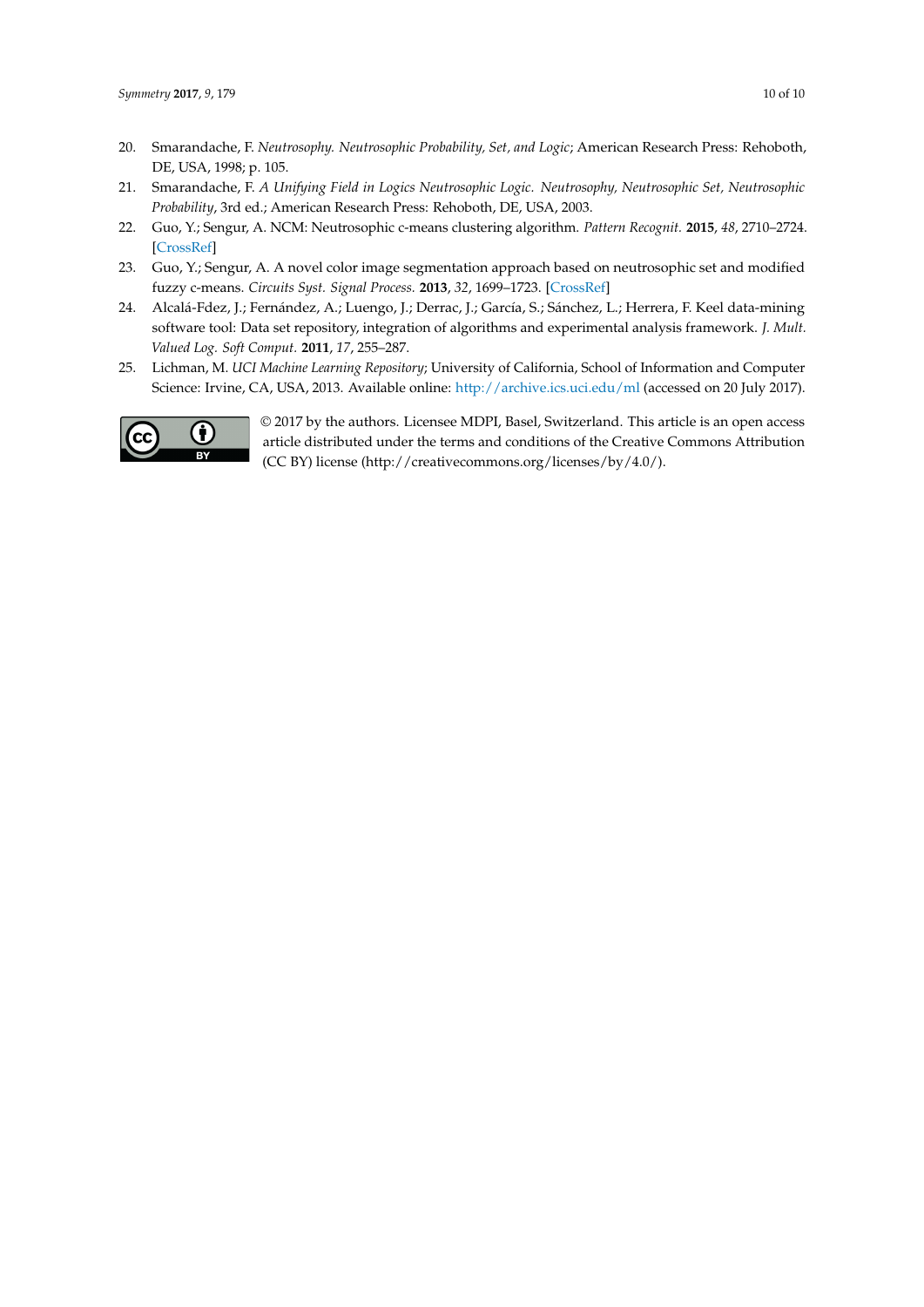20. Smarandache, F. *Neutrosophy. Neutrosophic Probability, Set, and Logic*; American Research Press: Rehoboth, DE, USA, 1998; p. 105.
21. Smarandache, F. *A Unifying Field in Logics Neutrosophic Logic. Neutrosophy, Neutrosophic Set, Neutrosophic Probability*, 3rd ed.; American Research Press: Rehoboth, DE, USA, 2003.
22. Guo, Y.; Sengur, A. NCM: Neutrosophic c-means clustering algorithm. *Pattern Recognit.* **2015**, *48*, 2710–2724. [CrossRef]
23. Guo, Y.; Sengur, A. A novel color image segmentation approach based on neutrosophic set and modified fuzzy c-means. *Circuits Syst. Signal Process.* **2013**, *32*, 1699–1723. [CrossRef]
24. Alcalá-Fdez, J.; Fernández, A.; Luengo, J.; Derrac, J.; García, S.; Sánchez, L.; Herrera, F. Keel data-mining software tool: Data set repository, integration of algorithms and experimental analysis framework. *J. Mult. Valued Log. Soft Comput.* **2011**, *17*, 255–287.
25. Lichman, M. *UCI Machine Learning Repository*; University of California, School of Information and Computer Science: Irvine, CA, USA, 2013. Available online: http://archive.ics.uci.edu/ml (accessed on 20 July 2017).

© 2017 by the authors. Licensee MDPI, Basel, Switzerland. This article is an open access article distributed under the terms and conditions of the Creative Commons Attribution (CC BY) license (http://creativecommons.org/licenses/by/4.0/).